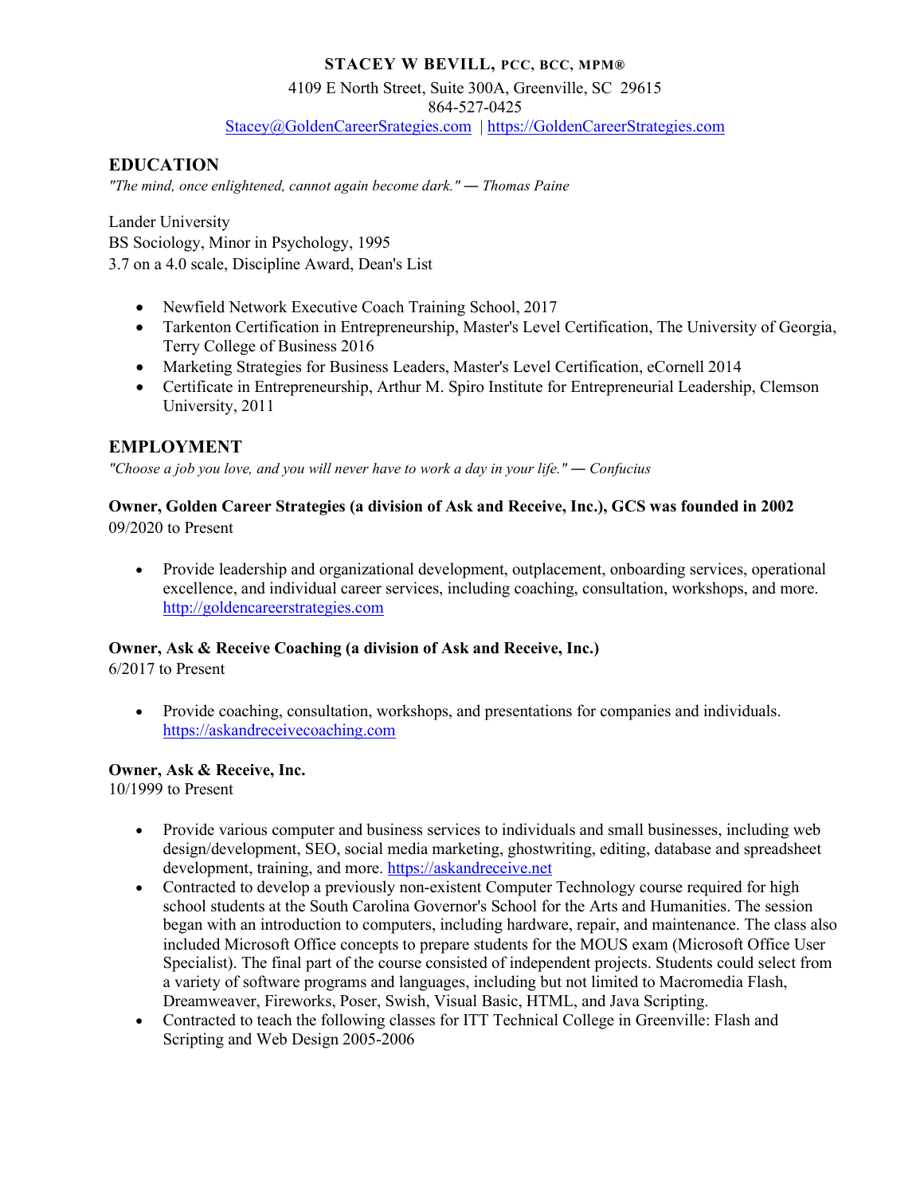# STACEY W BEVILL, PCC, BCC, MPM®

4109 E North Street, Suite 300A, Greenville, SC 29615
864-527-0425
Stacey@GoldenCareerSrategies.com | https://GoldenCareerStrategies.com

## EDUCATION

*"The mind, once enlightened, cannot again become dark." ― Thomas Paine*

Lander University
BS Sociology, Minor in Psychology, 1995
3.7 on a 4.0 scale, Discipline Award, Dean's List

- Newfield Network Executive Coach Training School, 2017
- Tarkenton Certification in Entrepreneurship, Master's Level Certification, The University of Georgia, Terry College of Business 2016
- Marketing Strategies for Business Leaders, Master's Level Certification, eCornell 2014
- Certificate in Entrepreneurship, Arthur M. Spiro Institute for Entrepreneurial Leadership, Clemson University, 2011

## EMPLOYMENT

*"Choose a job you love, and you will never have to work a day in your life." ― Confucius*

**Owner, Golden Career Strategies (a division of Ask and Receive, Inc.), GCS was founded in 2002**
09/2020 to Present

- Provide leadership and organizational development, outplacement, onboarding services, operational excellence, and individual career services, including coaching, consultation, workshops, and more. http://goldencareerstrategies.com

**Owner, Ask & Receive Coaching (a division of Ask and Receive, Inc.)**
6/2017 to Present

- Provide coaching, consultation, workshops, and presentations for companies and individuals. https://askandreceivecoaching.com

**Owner, Ask & Receive, Inc.**
10/1999 to Present

- Provide various computer and business services to individuals and small businesses, including web design/development, SEO, social media marketing, ghostwriting, editing, database and spreadsheet development, training, and more. https://askandreceive.net
- Contracted to develop a previously non-existent Computer Technology course required for high school students at the South Carolina Governor's School for the Arts and Humanities. The session began with an introduction to computers, including hardware, repair, and maintenance. The class also included Microsoft Office concepts to prepare students for the MOUS exam (Microsoft Office User Specialist). The final part of the course consisted of independent projects. Students could select from a variety of software programs and languages, including but not limited to Macromedia Flash, Dreamweaver, Fireworks, Poser, Swish, Visual Basic, HTML, and Java Scripting.
- Contracted to teach the following classes for ITT Technical College in Greenville: Flash and Scripting and Web Design 2005-2006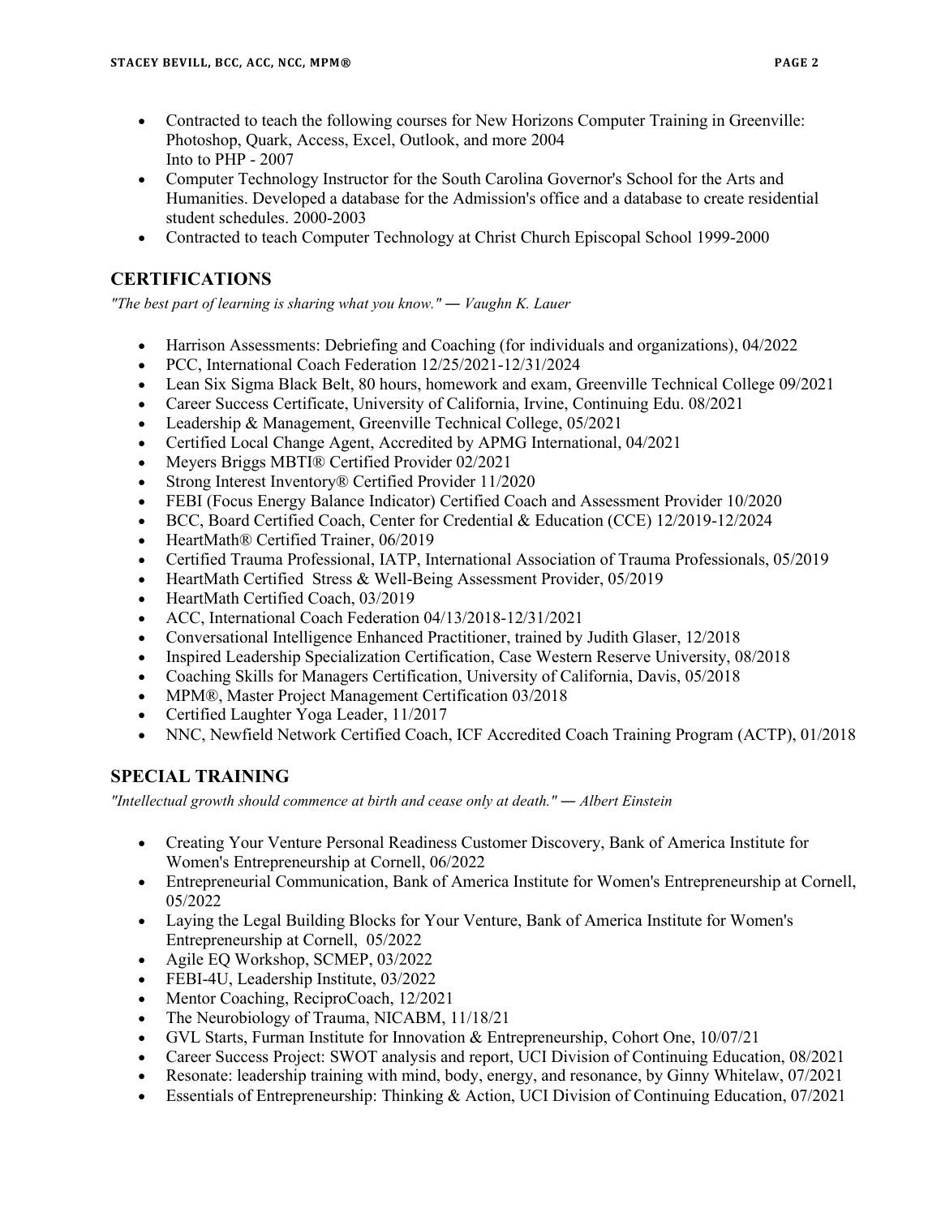- Contracted to teach the following courses for New Horizons Computer Training in Greenville: Photoshop, Quark, Access, Excel, Outlook, and more 2004
  Into to PHP - 2007
- Computer Technology Instructor for the South Carolina Governor's School for the Arts and Humanities. Developed a database for the Admission's office and a database to create residential student schedules. 2000-2003
- Contracted to teach Computer Technology at Christ Church Episcopal School 1999-2000

## CERTIFICATIONS

*"The best part of learning is sharing what you know." ― Vaughn K. Lauer*

- Harrison Assessments: Debriefing and Coaching (for individuals and organizations), 04/2022
- PCC, International Coach Federation 12/25/2021-12/31/2024
- Lean Six Sigma Black Belt, 80 hours, homework and exam, Greenville Technical College 09/2021
- Career Success Certificate, University of California, Irvine, Continuing Edu. 08/2021
- Leadership & Management, Greenville Technical College, 05/2021
- Certified Local Change Agent, Accredited by APMG International, 04/2021
- Meyers Briggs MBTI® Certified Provider 02/2021
- Strong Interest Inventory® Certified Provider 11/2020
- FEBI (Focus Energy Balance Indicator) Certified Coach and Assessment Provider 10/2020
- BCC, Board Certified Coach, Center for Credential & Education (CCE) 12/2019-12/2024
- HeartMath® Certified Trainer, 06/2019
- Certified Trauma Professional, IATP, International Association of Trauma Professionals, 05/2019
- HeartMath Certified Stress & Well-Being Assessment Provider, 05/2019
- HeartMath Certified Coach, 03/2019
- ACC, International Coach Federation 04/13/2018-12/31/2021
- Conversational Intelligence Enhanced Practitioner, trained by Judith Glaser, 12/2018
- Inspired Leadership Specialization Certification, Case Western Reserve University, 08/2018
- Coaching Skills for Managers Certification, University of California, Davis, 05/2018
- MPM®, Master Project Management Certification 03/2018
- Certified Laughter Yoga Leader, 11/2017
- NNC, Newfield Network Certified Coach, ICF Accredited Coach Training Program (ACTP), 01/2018

## SPECIAL TRAINING

*"Intellectual growth should commence at birth and cease only at death." ― Albert Einstein*

- Creating Your Venture Personal Readiness Customer Discovery, Bank of America Institute for Women's Entrepreneurship at Cornell, 06/2022
- Entrepreneurial Communication, Bank of America Institute for Women's Entrepreneurship at Cornell, 05/2022
- Laying the Legal Building Blocks for Your Venture, Bank of America Institute for Women's Entrepreneurship at Cornell, 05/2022
- Agile EQ Workshop, SCMEP, 03/2022
- FEBI-4U, Leadership Institute, 03/2022
- Mentor Coaching, ReciproCoach, 12/2021
- The Neurobiology of Trauma, NICABM, 11/18/21
- GVL Starts, Furman Institute for Innovation & Entrepreneurship, Cohort One, 10/07/21
- Career Success Project: SWOT analysis and report, UCI Division of Continuing Education, 08/2021
- Resonate: leadership training with mind, body, energy, and resonance, by Ginny Whitelaw, 07/2021
- Essentials of Entrepreneurship: Thinking & Action, UCI Division of Continuing Education, 07/2021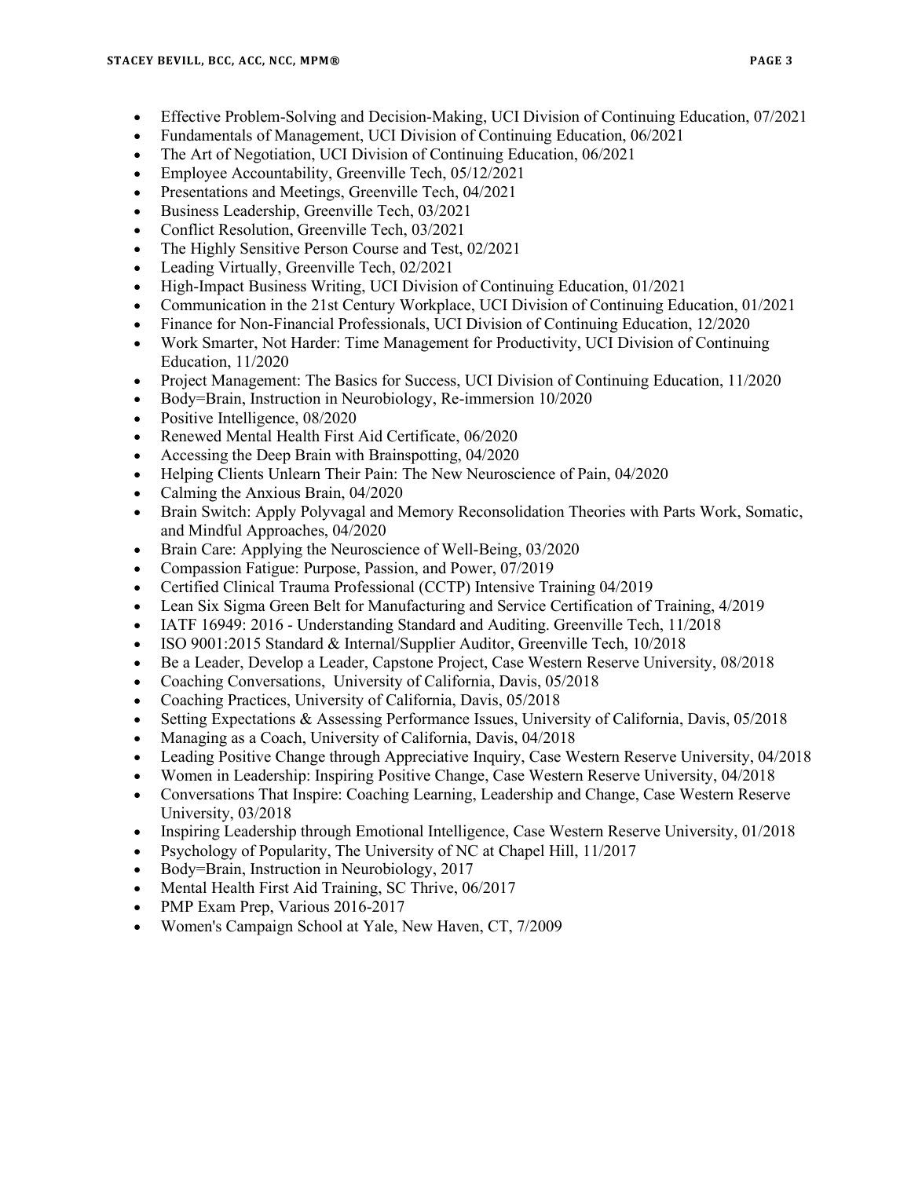- Effective Problem-Solving and Decision-Making, UCI Division of Continuing Education, 07/2021
- Fundamentals of Management, UCI Division of Continuing Education, 06/2021
- The Art of Negotiation, UCI Division of Continuing Education, 06/2021
- Employee Accountability, Greenville Tech, 05/12/2021
- Presentations and Meetings, Greenville Tech, 04/2021
- Business Leadership, Greenville Tech, 03/2021
- Conflict Resolution, Greenville Tech, 03/2021
- The Highly Sensitive Person Course and Test, 02/2021
- Leading Virtually, Greenville Tech, 02/2021
- High-Impact Business Writing, UCI Division of Continuing Education, 01/2021
- Communication in the 21st Century Workplace, UCI Division of Continuing Education, 01/2021
- Finance for Non-Financial Professionals, UCI Division of Continuing Education, 12/2020
- Work Smarter, Not Harder: Time Management for Productivity, UCI Division of Continuing Education, 11/2020
- Project Management: The Basics for Success, UCI Division of Continuing Education, 11/2020
- Body=Brain, Instruction in Neurobiology, Re-immersion 10/2020
- Positive Intelligence, 08/2020
- Renewed Mental Health First Aid Certificate, 06/2020
- Accessing the Deep Brain with Brainspotting, 04/2020
- Helping Clients Unlearn Their Pain: The New Neuroscience of Pain, 04/2020
- Calming the Anxious Brain, 04/2020
- Brain Switch: Apply Polyvagal and Memory Reconsolidation Theories with Parts Work, Somatic, and Mindful Approaches, 04/2020
- Brain Care: Applying the Neuroscience of Well-Being, 03/2020
- Compassion Fatigue: Purpose, Passion, and Power, 07/2019
- Certified Clinical Trauma Professional (CCTP) Intensive Training 04/2019
- Lean Six Sigma Green Belt for Manufacturing and Service Certification of Training, 4/2019
- IATF 16949: 2016 - Understanding Standard and Auditing. Greenville Tech, 11/2018
- ISO 9001:2015 Standard & Internal/Supplier Auditor, Greenville Tech, 10/2018
- Be a Leader, Develop a Leader, Capstone Project, Case Western Reserve University, 08/2018
- Coaching Conversations, University of California, Davis, 05/2018
- Coaching Practices, University of California, Davis, 05/2018
- Setting Expectations & Assessing Performance Issues, University of California, Davis, 05/2018
- Managing as a Coach, University of California, Davis, 04/2018
- Leading Positive Change through Appreciative Inquiry, Case Western Reserve University, 04/2018
- Women in Leadership: Inspiring Positive Change, Case Western Reserve University, 04/2018
- Conversations That Inspire: Coaching Learning, Leadership and Change, Case Western Reserve University, 03/2018
- Inspiring Leadership through Emotional Intelligence, Case Western Reserve University, 01/2018
- Psychology of Popularity, The University of NC at Chapel Hill, 11/2017
- Body=Brain, Instruction in Neurobiology, 2017
- Mental Health First Aid Training, SC Thrive, 06/2017
- PMP Exam Prep, Various 2016-2017
- Women's Campaign School at Yale, New Haven, CT, 7/2009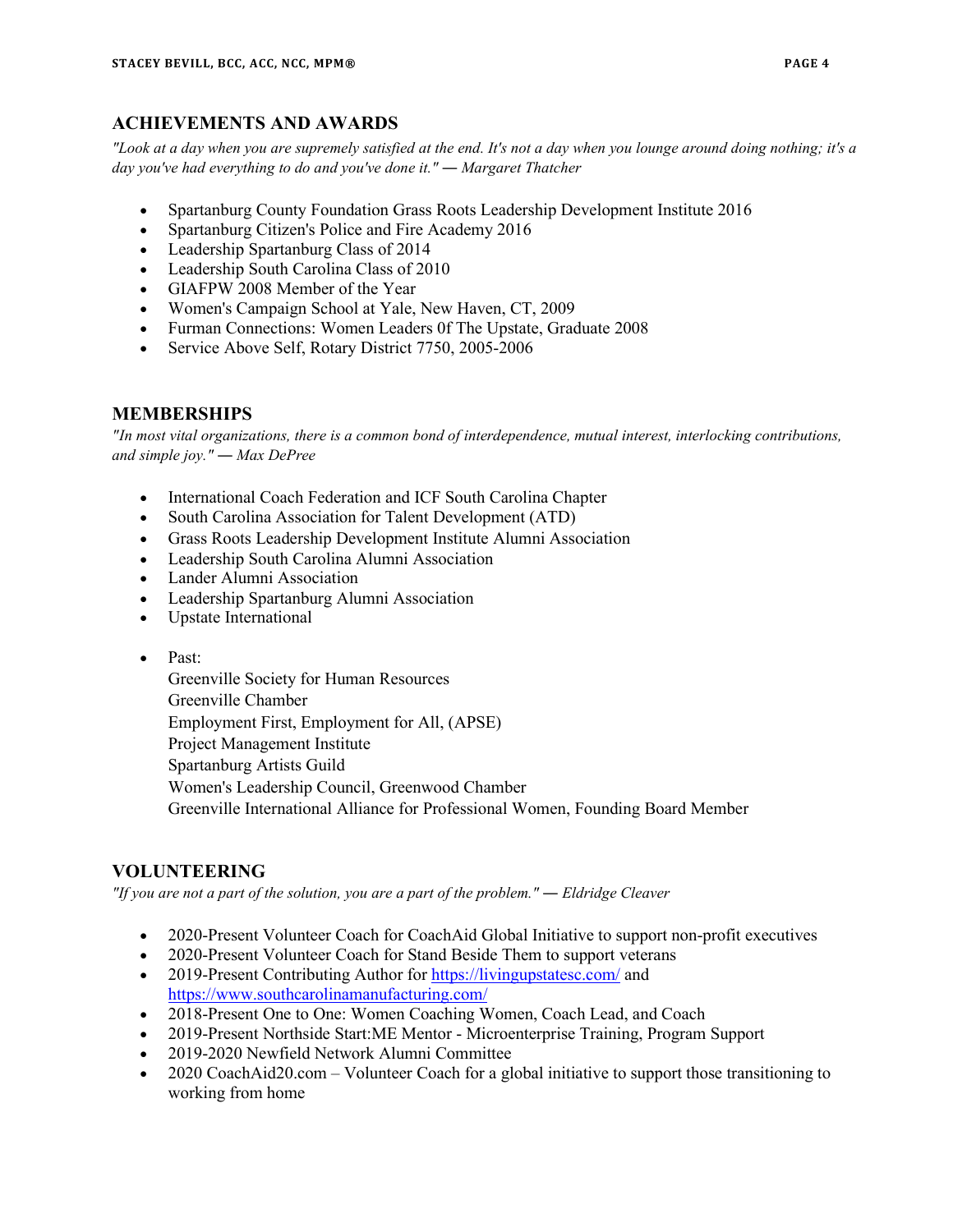## ACHIEVEMENTS AND AWARDS

*"Look at a day when you are supremely satisfied at the end. It's not a day when you lounge around doing nothing; it's a day you've had everything to do and you've done it." — Margaret Thatcher*

- Spartanburg County Foundation Grass Roots Leadership Development Institute 2016
- Spartanburg Citizen's Police and Fire Academy 2016
- Leadership Spartanburg Class of 2014
- Leadership South Carolina Class of 2010
- GIAFPW 2008 Member of the Year
- Women's Campaign School at Yale, New Haven, CT, 2009
- Furman Connections: Women Leaders 0f The Upstate, Graduate 2008
- Service Above Self, Rotary District 7750, 2005-2006

## MEMBERSHIPS

*"In most vital organizations, there is a common bond of interdependence, mutual interest, interlocking contributions, and simple joy." — Max DePree*

- International Coach Federation and ICF South Carolina Chapter
- South Carolina Association for Talent Development (ATD)
- Grass Roots Leadership Development Institute Alumni Association
- Leadership South Carolina Alumni Association
- Lander Alumni Association
- Leadership Spartanburg Alumni Association
- Upstate International

- Past:
  Greenville Society for Human Resources
  Greenville Chamber
  Employment First, Employment for All, (APSE)
  Project Management Institute
  Spartanburg Artists Guild
  Women's Leadership Council, Greenwood Chamber
  Greenville International Alliance for Professional Women, Founding Board Member

## VOLUNTEERING

*"If you are not a part of the solution, you are a part of the problem." — Eldridge Cleaver*

- 2020-Present Volunteer Coach for CoachAid Global Initiative to support non-profit executives
- 2020-Present Volunteer Coach for Stand Beside Them to support veterans
- 2019-Present Contributing Author for https://livingupstatesc.com/ and https://www.southcarolinamanufacturing.com/
- 2018-Present One to One: Women Coaching Women, Coach Lead, and Coach
- 2019-Present Northside Start:ME Mentor - Microenterprise Training, Program Support
- 2019-2020 Newfield Network Alumni Committee
- 2020 CoachAid20.com – Volunteer Coach for a global initiative to support those transitioning to working from home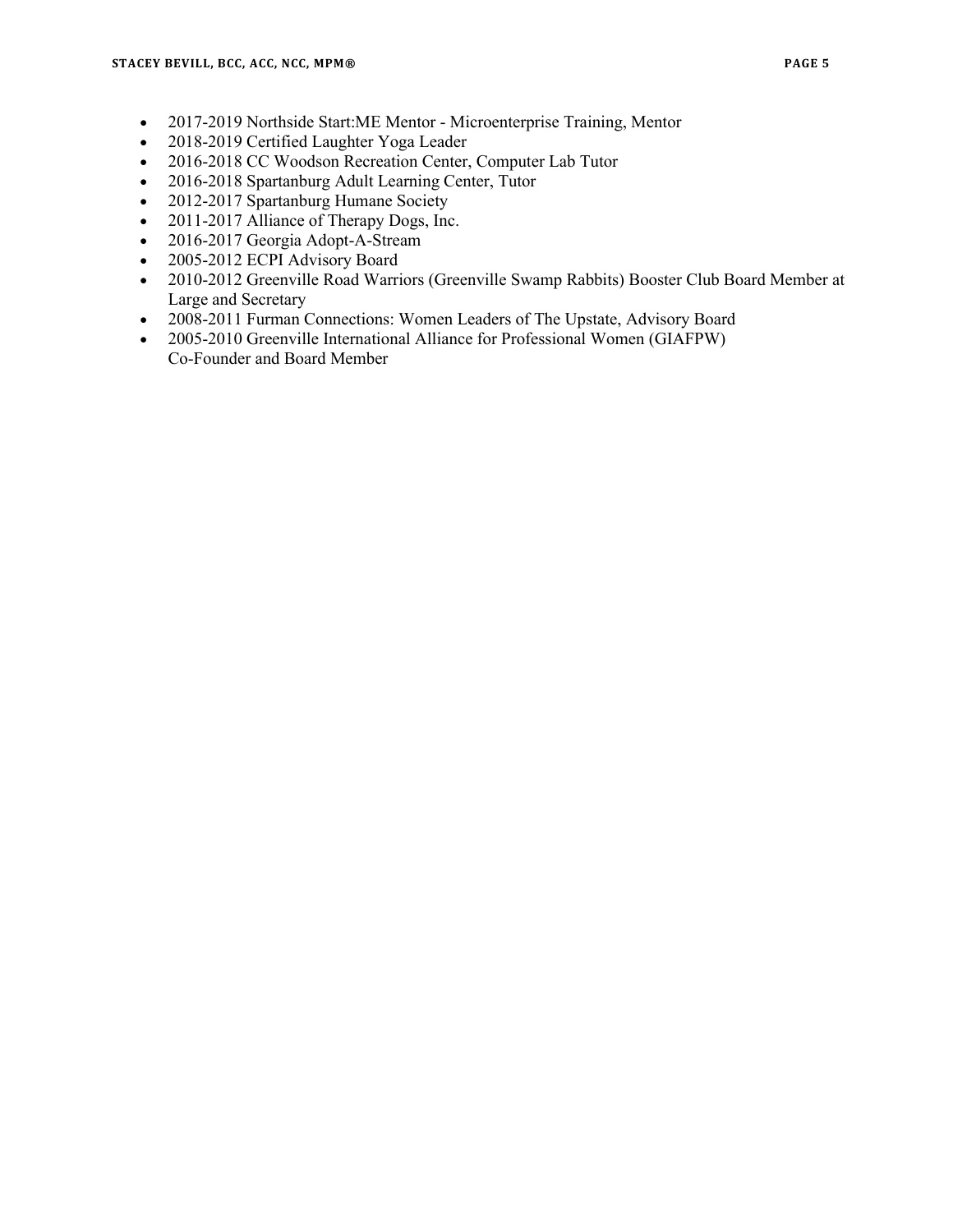- 2017-2019 Northside Start:ME Mentor - Microenterprise Training, Mentor
- 2018-2019 Certified Laughter Yoga Leader
- 2016-2018 CC Woodson Recreation Center, Computer Lab Tutor
- 2016-2018 Spartanburg Adult Learning Center, Tutor
- 2012-2017 Spartanburg Humane Society
- 2011-2017 Alliance of Therapy Dogs, Inc.
- 2016-2017 Georgia Adopt-A-Stream
- 2005-2012 ECPI Advisory Board
- 2010-2012 Greenville Road Warriors (Greenville Swamp Rabbits) Booster Club Board Member at Large and Secretary
- 2008-2011 Furman Connections: Women Leaders of The Upstate, Advisory Board
- 2005-2010 Greenville International Alliance for Professional Women (GIAFPW) Co-Founder and Board Member